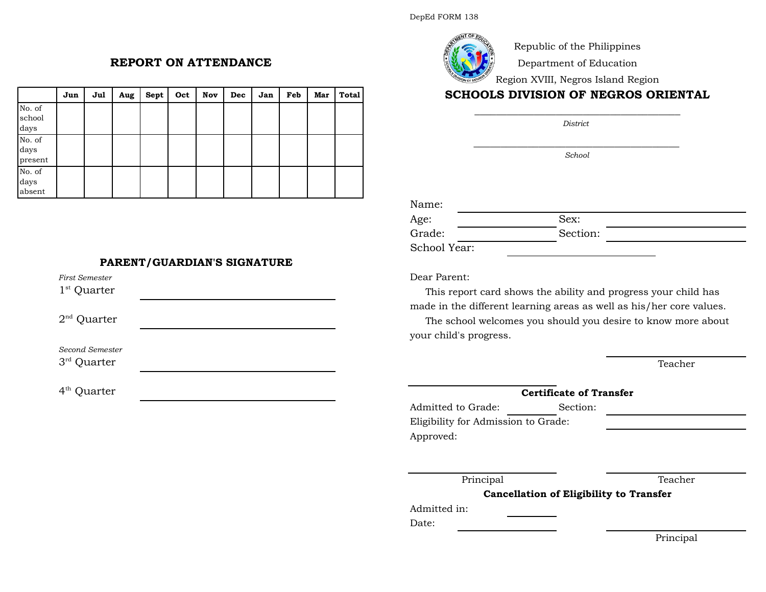## REPORT ON ATTENDANCE

| | Jun | Jul | Aug | Sept | Oct | Nov | Dec | Jan | Feb | Mar | Total |
|---|---|---|---|---|---|---|---|---|---|---|---|
| No. of school days | | | | | | | | | | | |
| No. of days present | | | | | | | | | | | |
| No. of days absent | | | | | | | | | | | |

## PARENT/GUARDIAN'S SIGNATURE

*First Semester*

1st Quarter \_\_\_\_\_\_\_\_\_\_\_\_\_\_\_\_\_\_\_\_\_\_\_\_\_\_\_\_\_\_

2nd Quarter \_\_\_\_\_\_\_\_\_\_\_\_\_\_\_\_\_\_\_\_\_\_\_\_\_\_\_\_\_\_

*Second Semester*

3rd Quarter \_\_\_\_\_\_\_\_\_\_\_\_\_\_\_\_\_\_\_\_\_\_\_\_\_\_\_\_\_\_

4th Quarter \_\_\_\_\_\_\_\_\_\_\_\_\_\_\_\_\_\_\_\_\_\_\_\_\_\_\_\_\_\_

DepEd FORM 138

Republic of the Philippines

Department of Education

Region XVIII, Negros Island Region

## SCHOOLS DIVISION OF NEGROS ORIENTAL

\_\_\_\_\_\_\_\_\_\_\_\_\_\_\_\_\_\_\_\_\_\_\_\_\_\_\_\_\_\_\_\_\_\_\_\_\_\_\_\_

*District*

\_\_\_\_\_\_\_\_\_\_\_\_\_\_\_\_\_\_\_\_\_\_\_\_\_\_\_\_\_\_\_\_\_\_\_\_\_\_\_\_

*School*

Name: \_\_\_\_\_\_\_\_\_\_\_\_\_\_\_\_\_\_\_\_\_\_\_\_\_\_\_\_\_\_\_\_\_\_\_\_\_\_\_\_

Age: \_\_\_\_\_\_\_\_\_\_\_\_\_\_\_\_ Sex: \_\_\_\_\_\_\_\_\_\_\_\_\_\_\_\_

Grade: \_\_\_\_\_\_\_\_\_\_\_\_\_\_\_\_ Section: \_\_\_\_\_\_\_\_\_\_\_\_\_\_\_\_

School Year: \_\_\_\_\_\_\_\_\_\_\_\_\_\_\_\_\_\_\_\_\_\_\_\_

Dear Parent:

This report card shows the ability and progress your child has made in the different learning areas as well as his/her core values.

The school welcomes you should you desire to know more about your child's progress.

\_\_\_\_\_\_\_\_\_\_\_\_\_\_\_\_\_\_\_\_\_\_\_\_

Teacher

\_\_\_\_\_\_\_\_\_\_\_\_\_\_\_\_\_\_\_\_\_\_\_\_

**Certificate of Transfer**

Admitted to Grade: \_\_\_\_\_\_\_\_ Section: \_\_\_\_\_\_\_\_\_\_\_\_\_\_\_\_

Eligibility for Admission to Grade: \_\_\_\_\_\_\_\_\_\_\_\_\_\_\_\_

Approved:

\_\_\_\_\_\_\_\_\_\_\_\_\_\_\_\_\_\_\_\_\_\_\_\_ \_\_\_\_\_\_\_\_\_\_\_\_\_\_\_\_\_\_\_\_\_\_\_\_

Principal Teacher

**Cancellation of Eligibility to Transfer**

Admitted in: \_\_\_\_\_\_\_\_

Date: \_\_\_\_\_\_\_\_\_\_\_\_\_\_\_\_ \_\_\_\_\_\_\_\_\_\_\_\_\_\_\_\_\_\_\_\_\_\_\_\_

Principal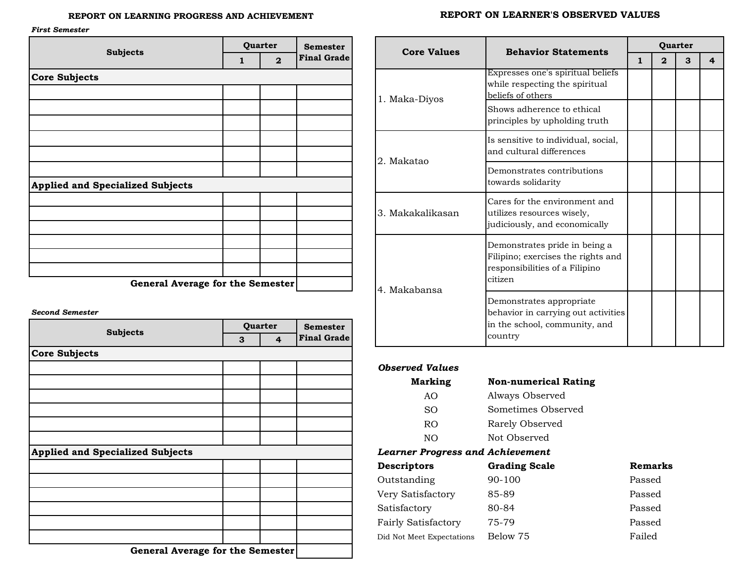## REPORT ON LEARNING PROGRESS AND ACHIEVEMENT

***First Semester***

| Subjects | Quarter | | Semester Final Grade |
|---|---|---|---|
| | 1 | 2 | |
| **Core Subjects** | | | |
| | | | |
| | | | |
| | | | |
| | | | |
| | | | |
| | | | |
| **Applied and Specialized Subjects** | | | |
| | | | |
| | | | |
| | | | |
| | | | |
| | | | |
| | | | |
| | | **General Average for the Semester** | |

***Second Semester***

| Subjects | Quarter | | Semester Final Grade |
|---|---|---|---|
| | 3 | 4 | |
| **Core Subjects** | | | |
| | | | |
| | | | |
| | | | |
| | | | |
| | | | |
| | | | |
| **Applied and Specialized Subjects** | | | |
| | | | |
| | | | |
| | | | |
| | | | |
| | | | |
| | | | |
| | | **General Average for the Semester** | |

## REPORT ON LEARNER'S OBSERVED VALUES

| Core Values | Behavior Statements | Quarter | | | |
|---|---|---|---|---|---|
| | | 1 | 2 | 3 | 4 |
| 1. Maka-Diyos | Expresses one's spiritual beliefs while respecting the spiritual beliefs of others | | | | |
| | Shows adherence to ethical principles by upholding truth | | | | |
| 2. Makatao | Is sensitive to individual, social, and cultural differences | | | | |
| | Demonstrates contributions towards solidarity | | | | |
| 3. Makakalikasan | Cares for the environment and utilizes resources wisely, judiciously, and economically | | | | |
| 4. Makabansa | Demonstrates pride in being a Filipino; exercises the rights and responsibilities of a Filipino citizen | | | | |
| | Demonstrates appropriate behavior in carrying out activities in the school, community, and country | | | | |

***Observed Values***

| Marking | Non-numerical Rating |
|---|---|
| AO | Always Observed |
| SO | Sometimes Observed |
| RO | Rarely Observed |
| NO | Not Observed |

***Learner Progress and Achievement***

| Descriptors | Grading Scale | Remarks |
|---|---|---|
| Outstanding | 90-100 | Passed |
| Very Satisfactory | 85-89 | Passed |
| Satisfactory | 80-84 | Passed |
| Fairly Satisfactory | 75-79 | Passed |
| Did Not Meet Expectations | Below 75 | Failed |